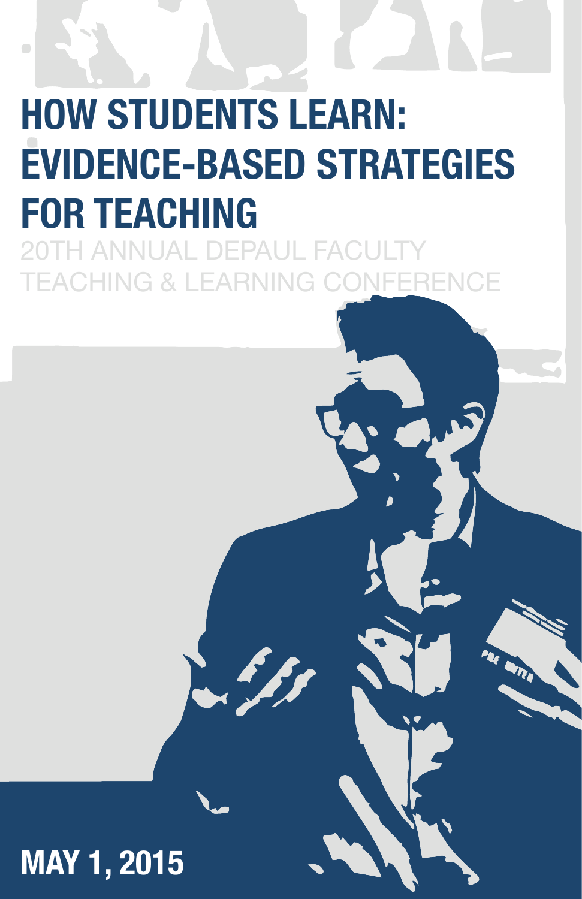# HOW STUDENTS LEARN: EVIDENCE-BASED STRATEGIES FOR TEACHING

20TH ANNUAL DEPAUL FACULTY TEACHING & LEARNING CONFERENCE

**MAY 1, 2015**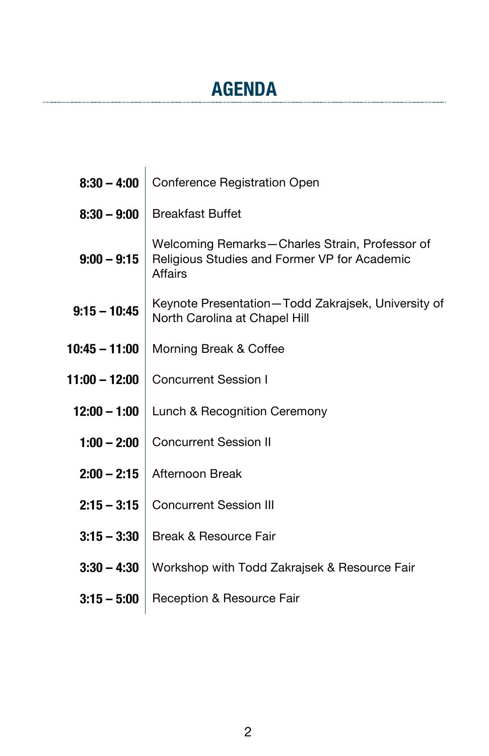# AGENDA

| | |
|---|---|
| **8:30 – 4:00** | Conference Registration Open |
| **8:30 – 9:00** | Breakfast Buffet |
| **9:00 – 9:15** | Welcoming Remarks—Charles Strain, Professor of Religious Studies and Former VP for Academic Affairs |
| **9:15 – 10:45** | Keynote Presentation—Todd Zakrajsek, University of North Carolina at Chapel Hill |
| **10:45 – 11:00** | Morning Break & Coffee |
| **11:00 – 12:00** | Concurrent Session I |
| **12:00 – 1:00** | Lunch & Recognition Ceremony |
| **1:00 – 2:00** | Concurrent Session II |
| **2:00 – 2:15** | Afternoon Break |
| **2:15 – 3:15** | Concurrent Session III |
| **3:15 – 3:30** | Break & Resource Fair |
| **3:30 – 4:30** | Workshop with Todd Zakrajsek & Resource Fair |
| **3:15 – 5:00** | Reception & Resource Fair |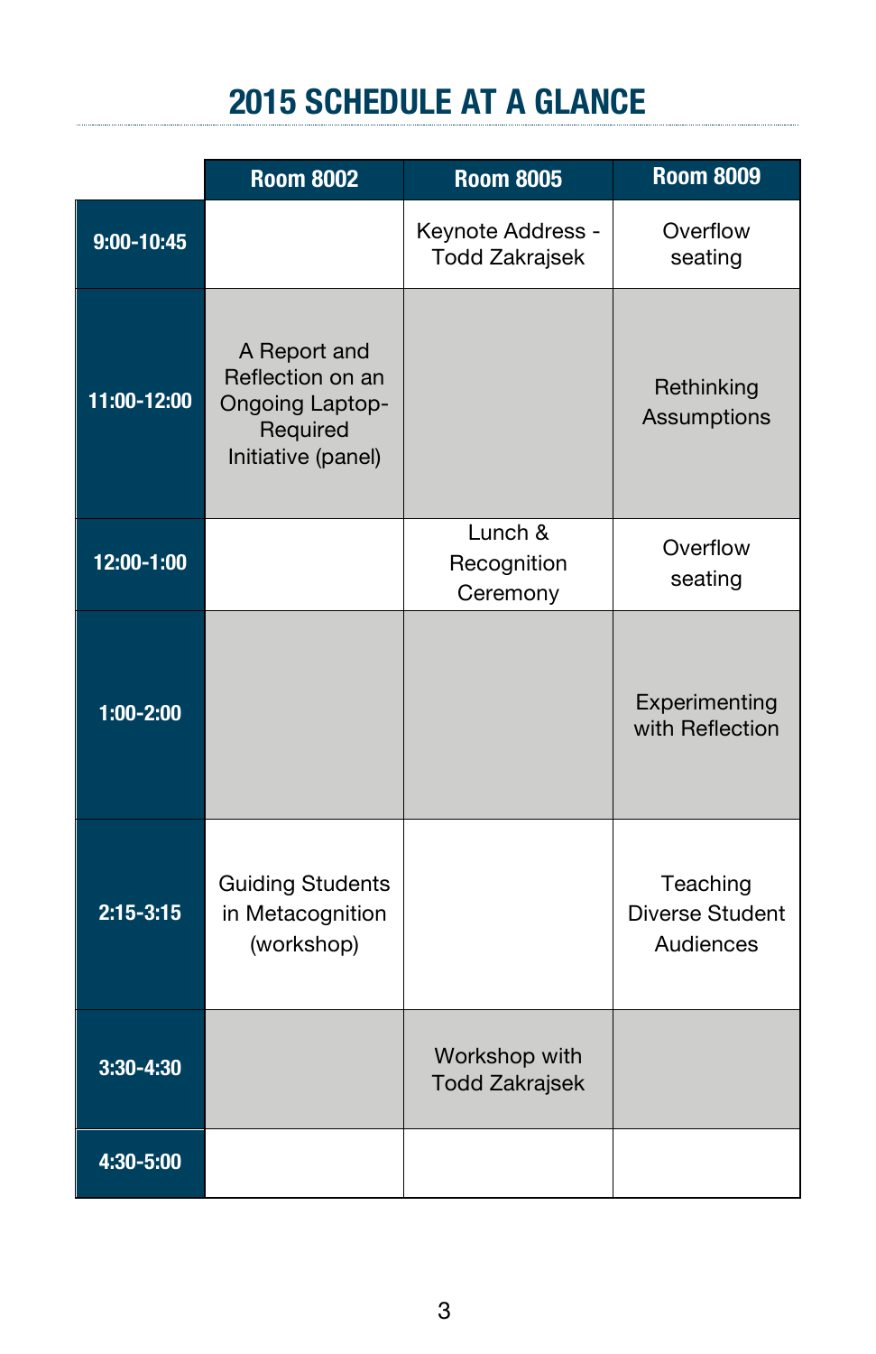# 2015 SCHEDULE AT A GLANCE

| | Room 8002 | Room 8005 | Room 8009 |
|---|---|---|---|
| 9:00-10:45 | | Keynote Address - Todd Zakrajsek | Overflow seating |
| 11:00-12:00 | A Report and Reflection on an Ongoing Laptop-Required Initiative (panel) | | Rethinking Assumptions |
| 12:00-1:00 | | Lunch & Recognition Ceremony | Overflow seating |
| 1:00-2:00 | | | Experimenting with Reflection |
| 2:15-3:15 | Guiding Students in Metacognition (workshop) | | Teaching Diverse Student Audiences |
| 3:30-4:30 | | Workshop with Todd Zakrajsek | |
| 4:30-5:00 | | | |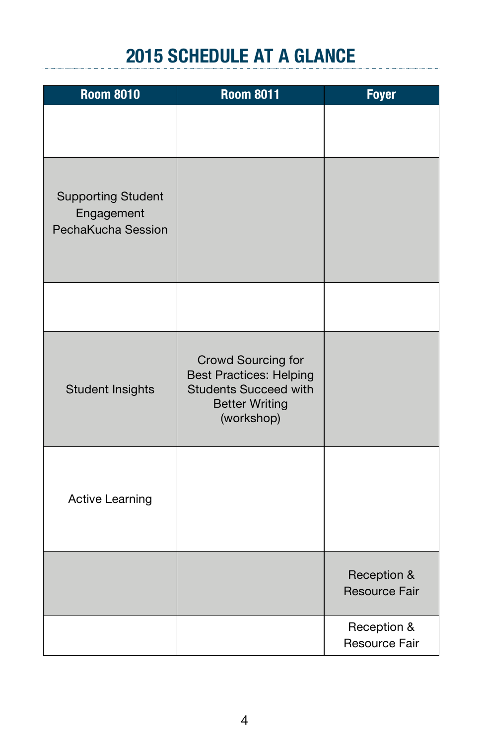# 2015 SCHEDULE AT A GLANCE

| Room 8010 | Room 8011 | Foyer |
|---|---|---|
| | | |
| Supporting Student Engagement PechaKucha Session | | |
| | | |
| Student Insights | Crowd Sourcing for Best Practices: Helping Students Succeed with Better Writing (workshop) | |
| Active Learning | | |
| | | Reception & Resource Fair |
| | | Reception & Resource Fair |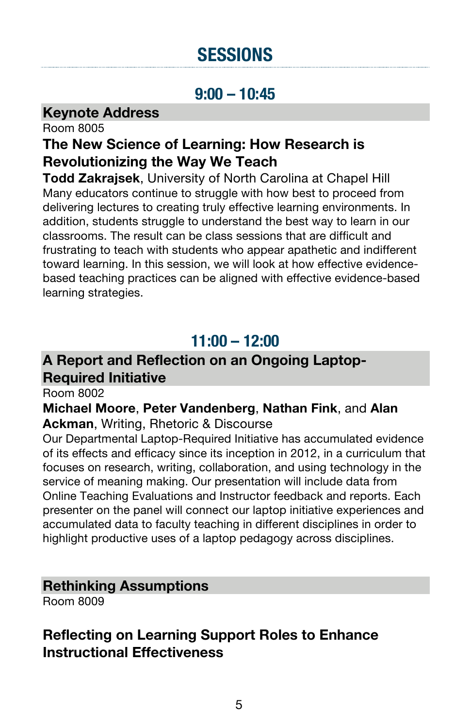# SESSIONS

## 9:00 – 10:45

### Keynote Address

Room 8005

**The New Science of Learning: How Research is Revolutionizing the Way We Teach**

**Todd Zakrajsek**, University of North Carolina at Chapel Hill

Many educators continue to struggle with how best to proceed from delivering lectures to creating truly effective learning environments. In addition, students struggle to understand the best way to learn in our classrooms. The result can be class sessions that are difficult and frustrating to teach with students who appear apathetic and indifferent toward learning. In this session, we will look at how effective evidence-based teaching practices can be aligned with effective evidence-based learning strategies.

## 11:00 – 12:00

### A Report and Reflection on an Ongoing Laptop-Required Initiative

Room 8002

**Michael Moore**, **Peter Vandenberg**, **Nathan Fink**, and **Alan Ackman**, Writing, Rhetoric & Discourse

Our Departmental Laptop-Required Initiative has accumulated evidence of its effects and efficacy since its inception in 2012, in a curriculum that focuses on research, writing, collaboration, and using technology in the service of meaning making. Our presentation will include data from Online Teaching Evaluations and Instructor feedback and reports. Each presenter on the panel will connect our laptop initiative experiences and accumulated data to faculty teaching in different disciplines in order to highlight productive uses of a laptop pedagogy across disciplines.

### Rethinking Assumptions

Room 8009

**Reflecting on Learning Support Roles to Enhance Instructional Effectiveness**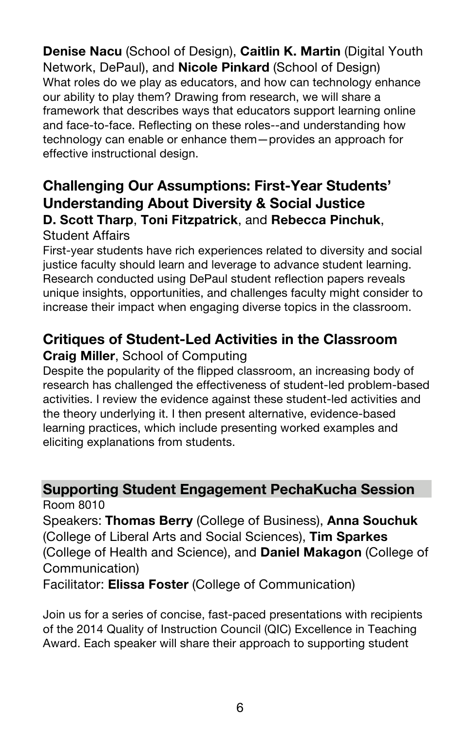**Denise Nacu** (School of Design), **Caitlin K. Martin** (Digital Youth Network, DePaul), and **Nicole Pinkard** (School of Design)
What roles do we play as educators, and how can technology enhance our ability to play them? Drawing from research, we will share a framework that describes ways that educators support learning online and face-to-face. Reflecting on these roles--and understanding how technology can enable or enhance them—provides an approach for effective instructional design.

### Challenging Our Assumptions: First-Year Students' Understanding About Diversity & Social Justice

**D. Scott Tharp**, **Toni Fitzpatrick**, and **Rebecca Pinchuk**, Student Affairs
First-year students have rich experiences related to diversity and social justice faculty should learn and leverage to advance student learning. Research conducted using DePaul student reflection papers reveals unique insights, opportunities, and challenges faculty might consider to increase their impact when engaging diverse topics in the classroom.

### Critiques of Student-Led Activities in the Classroom

**Craig Miller**, School of Computing
Despite the popularity of the flipped classroom, an increasing body of research has challenged the effectiveness of student-led problem-based activities. I review the evidence against these student-led activities and the theory underlying it. I then present alternative, evidence-based learning practices, which include presenting worked examples and eliciting explanations from students.

## Supporting Student Engagement PechaKucha Session

Room 8010
Speakers: **Thomas Berry** (College of Business), **Anna Souchuk** (College of Liberal Arts and Social Sciences), **Tim Sparkes** (College of Health and Science), and **Daniel Makagon** (College of Communication)
Facilitator: **Elissa Foster** (College of Communication)

Join us for a series of concise, fast-paced presentations with recipients of the 2014 Quality of Instruction Council (QIC) Excellence in Teaching Award. Each speaker will share their approach to supporting student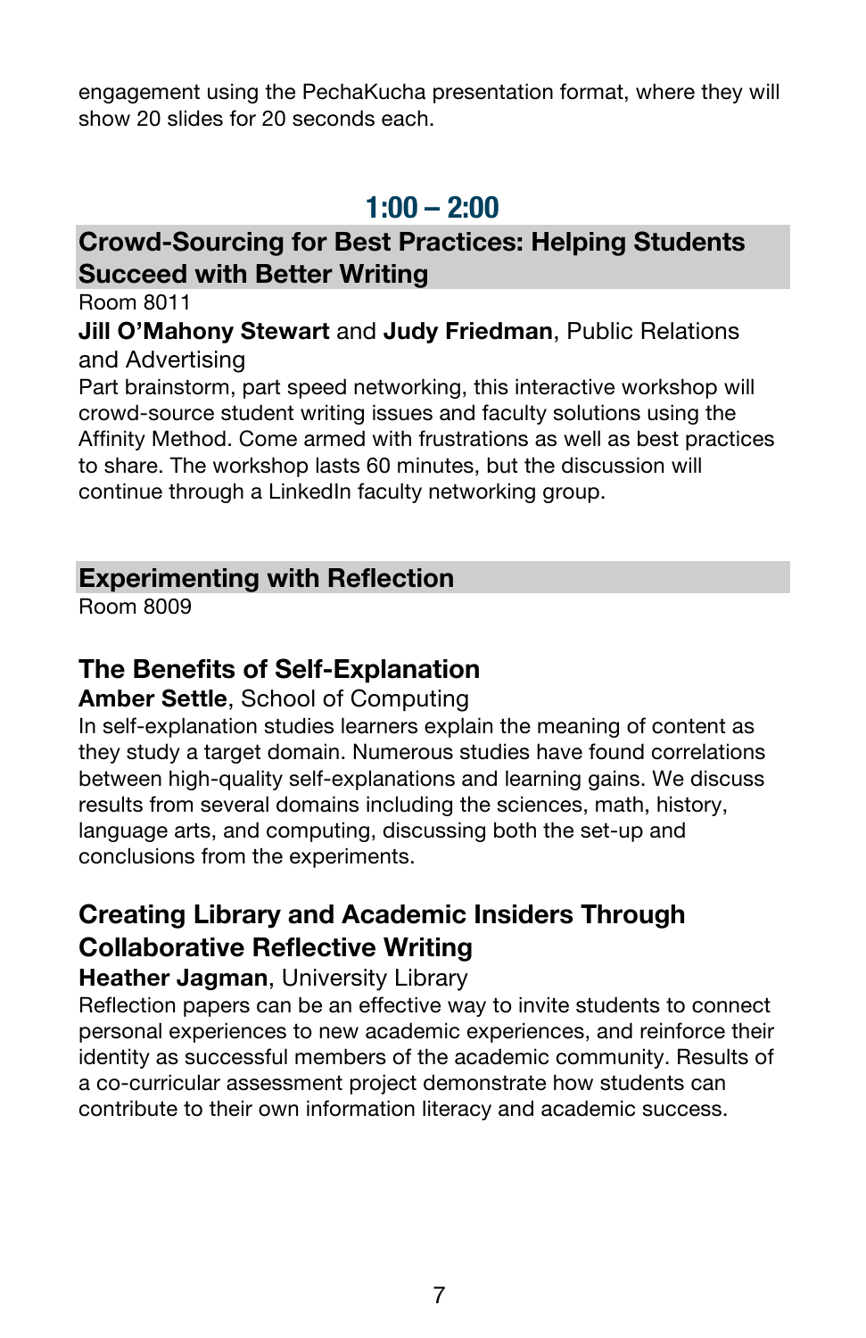engagement using the PechaKucha presentation format, where they will show 20 slides for 20 seconds each.

## 1:00 – 2:00

### Crowd-Sourcing for Best Practices: Helping Students Succeed with Better Writing

Room 8011

**Jill O'Mahony Stewart** and **Judy Friedman**, Public Relations and Advertising

Part brainstorm, part speed networking, this interactive workshop will crowd-source student writing issues and faculty solutions using the Affinity Method. Come armed with frustrations as well as best practices to share. The workshop lasts 60 minutes, but the discussion will continue through a LinkedIn faculty networking group.

### Experimenting with Reflection

Room 8009

#### The Benefits of Self-Explanation

**Amber Settle**, School of Computing

In self-explanation studies learners explain the meaning of content as they study a target domain. Numerous studies have found correlations between high-quality self-explanations and learning gains. We discuss results from several domains including the sciences, math, history, language arts, and computing, discussing both the set-up and conclusions from the experiments.

#### Creating Library and Academic Insiders Through Collaborative Reflective Writing

**Heather Jagman**, University Library

Reflection papers can be an effective way to invite students to connect personal experiences to new academic experiences, and reinforce their identity as successful members of the academic community. Results of a co-curricular assessment project demonstrate how students can contribute to their own information literacy and academic success.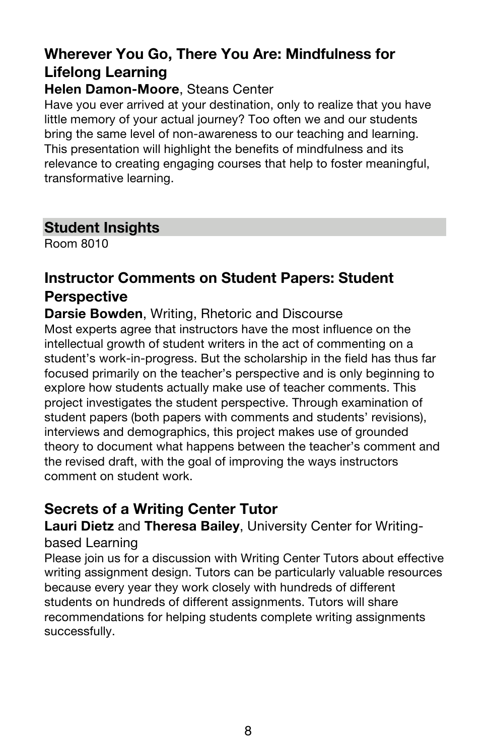### Wherever You Go, There You Are: Mindfulness for Lifelong Learning

**Helen Damon-Moore**, Steans Center

Have you ever arrived at your destination, only to realize that you have little memory of your actual journey? Too often we and our students bring the same level of non-awareness to our teaching and learning. This presentation will highlight the benefits of mindfulness and its relevance to creating engaging courses that help to foster meaningful, transformative learning.

## Student Insights

Room 8010

### Instructor Comments on Student Papers: Student Perspective

**Darsie Bowden**, Writing, Rhetoric and Discourse

Most experts agree that instructors have the most influence on the intellectual growth of student writers in the act of commenting on a student's work-in-progress. But the scholarship in the field has thus far focused primarily on the teacher's perspective and is only beginning to explore how students actually make use of teacher comments. This project investigates the student perspective. Through examination of student papers (both papers with comments and students' revisions), interviews and demographics, this project makes use of grounded theory to document what happens between the teacher's comment and the revised draft, with the goal of improving the ways instructors comment on student work.

### Secrets of a Writing Center Tutor

**Lauri Dietz** and **Theresa Bailey**, University Center for Writing-based Learning

Please join us for a discussion with Writing Center Tutors about effective writing assignment design. Tutors can be particularly valuable resources because every year they work closely with hundreds of different students on hundreds of different assignments. Tutors will share recommendations for helping students complete writing assignments successfully.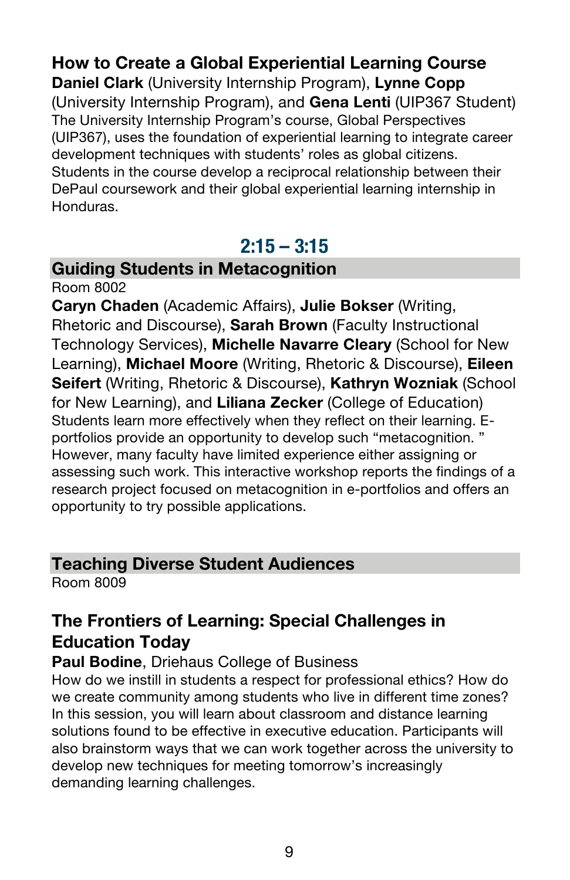### How to Create a Global Experiential Learning Course

**Daniel Clark** (University Internship Program), **Lynne Copp** (University Internship Program), and **Gena Lenti** (UIP367 Student)

The University Internship Program's course, Global Perspectives (UIP367), uses the foundation of experiential learning to integrate career development techniques with students' roles as global citizens. Students in the course develop a reciprocal relationship between their DePaul coursework and their global experiential learning internship in Honduras.

## 2:15 – 3:15

### Guiding Students in Metacognition

Room 8002

**Caryn Chaden** (Academic Affairs), **Julie Bokser** (Writing, Rhetoric and Discourse), **Sarah Brown** (Faculty Instructional Technology Services), **Michelle Navarre Cleary** (School for New Learning), **Michael Moore** (Writing, Rhetoric & Discourse), **Eileen Seifert** (Writing, Rhetoric & Discourse), **Kathryn Wozniak** (School for New Learning), and **Liliana Zecker** (College of Education)

Students learn more effectively when they reflect on their learning. E-portfolios provide an opportunity to develop such "metacognition. " However, many faculty have limited experience either assigning or assessing such work. This interactive workshop reports the findings of a research project focused on metacognition in e-portfolios and offers an opportunity to try possible applications.

### Teaching Diverse Student Audiences

Room 8009

### The Frontiers of Learning: Special Challenges in Education Today

**Paul Bodine**, Driehaus College of Business

How do we instill in students a respect for professional ethics? How do we create community among students who live in different time zones? In this session, you will learn about classroom and distance learning solutions found to be effective in executive education. Participants will also brainstorm ways that we can work together across the university to develop new techniques for meeting tomorrow's increasingly demanding learning challenges.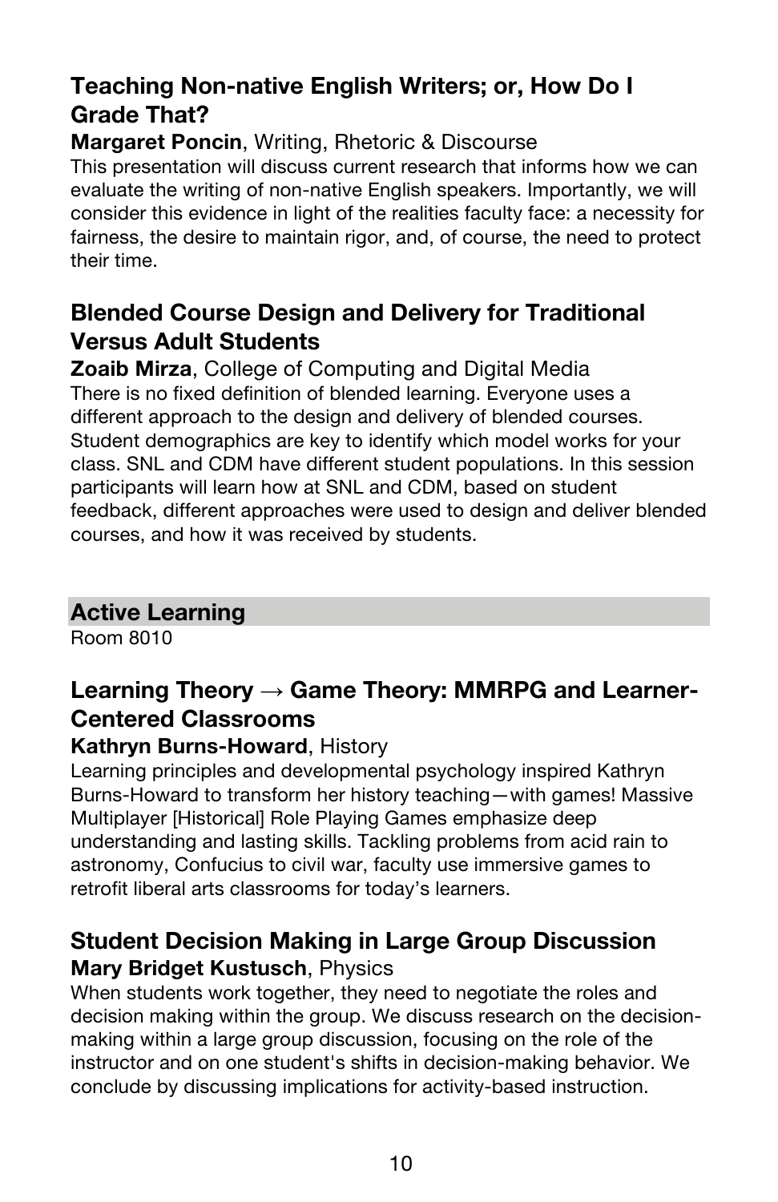### Teaching Non-native English Writers; or, How Do I Grade That?

**Margaret Poncin**, Writing, Rhetoric & Discourse

This presentation will discuss current research that informs how we can evaluate the writing of non-native English speakers. Importantly, we will consider this evidence in light of the realities faculty face: a necessity for fairness, the desire to maintain rigor, and, of course, the need to protect their time.

### Blended Course Design and Delivery for Traditional Versus Adult Students

**Zoaib Mirza**, College of Computing and Digital Media

There is no fixed definition of blended learning. Everyone uses a different approach to the design and delivery of blended courses. Student demographics are key to identify which model works for your class. SNL and CDM have different student populations. In this session participants will learn how at SNL and CDM, based on student feedback, different approaches were used to design and deliver blended courses, and how it was received by students.

## Active Learning

Room 8010

### Learning Theory → Game Theory: MMRPG and Learner-Centered Classrooms

**Kathryn Burns-Howard**, History

Learning principles and developmental psychology inspired Kathryn Burns-Howard to transform her history teaching—with games! Massive Multiplayer [Historical] Role Playing Games emphasize deep understanding and lasting skills. Tackling problems from acid rain to astronomy, Confucius to civil war, faculty use immersive games to retrofit liberal arts classrooms for today's learners.

### Student Decision Making in Large Group Discussion

**Mary Bridget Kustusch**, Physics

When students work together, they need to negotiate the roles and decision making within the group. We discuss research on the decision-making within a large group discussion, focusing on the role of the instructor and on one student's shifts in decision-making behavior. We conclude by discussing implications for activity-based instruction.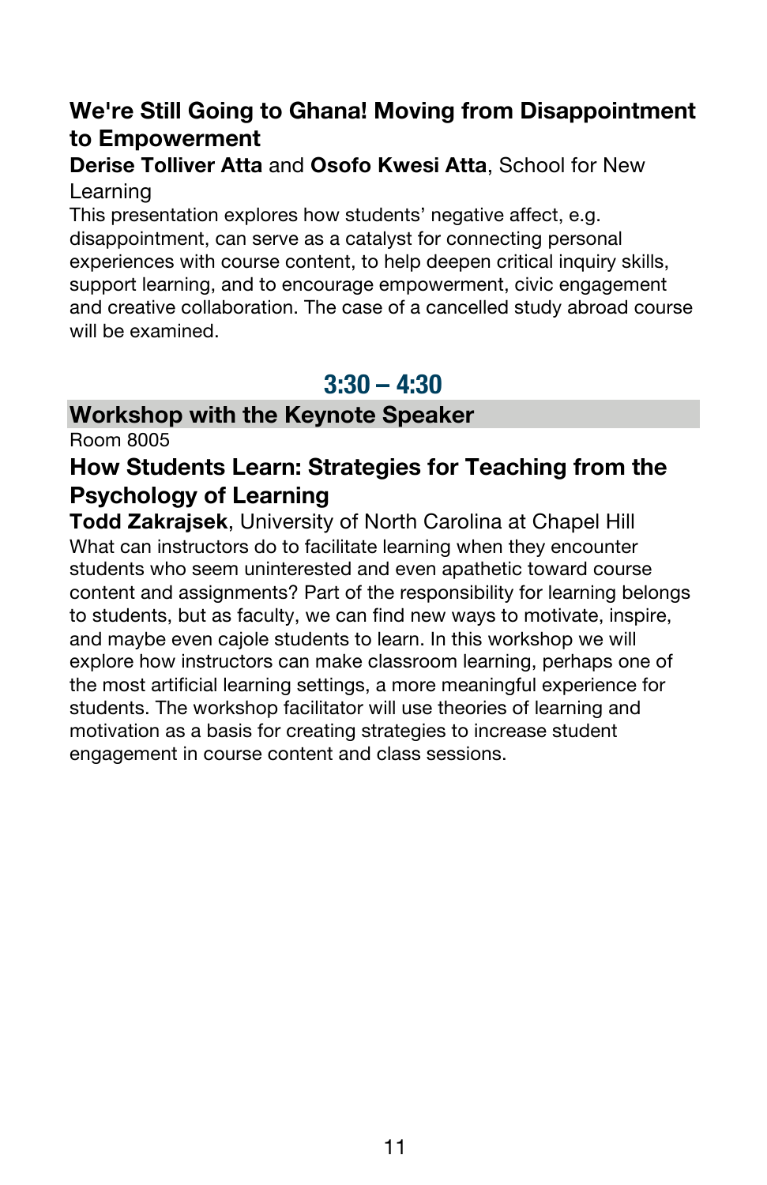### We're Still Going to Ghana! Moving from Disappointment to Empowerment

**Derise Tolliver Atta** and **Osofo Kwesi Atta**, School for New Learning

This presentation explores how students' negative affect, e.g. disappointment, can serve as a catalyst for connecting personal experiences with course content, to help deepen critical inquiry skills, support learning, and to encourage empowerment, civic engagement and creative collaboration. The case of a cancelled study abroad course will be examined.

## 3:30 – 4:30

### Workshop with the Keynote Speaker

Room 8005

### How Students Learn: Strategies for Teaching from the Psychology of Learning

**Todd Zakrajsek**, University of North Carolina at Chapel Hill

What can instructors do to facilitate learning when they encounter students who seem uninterested and even apathetic toward course content and assignments? Part of the responsibility for learning belongs to students, but as faculty, we can find new ways to motivate, inspire, and maybe even cajole students to learn. In this workshop we will explore how instructors can make classroom learning, perhaps one of the most artificial learning settings, a more meaningful experience for students. The workshop facilitator will use theories of learning and motivation as a basis for creating strategies to increase student engagement in course content and class sessions.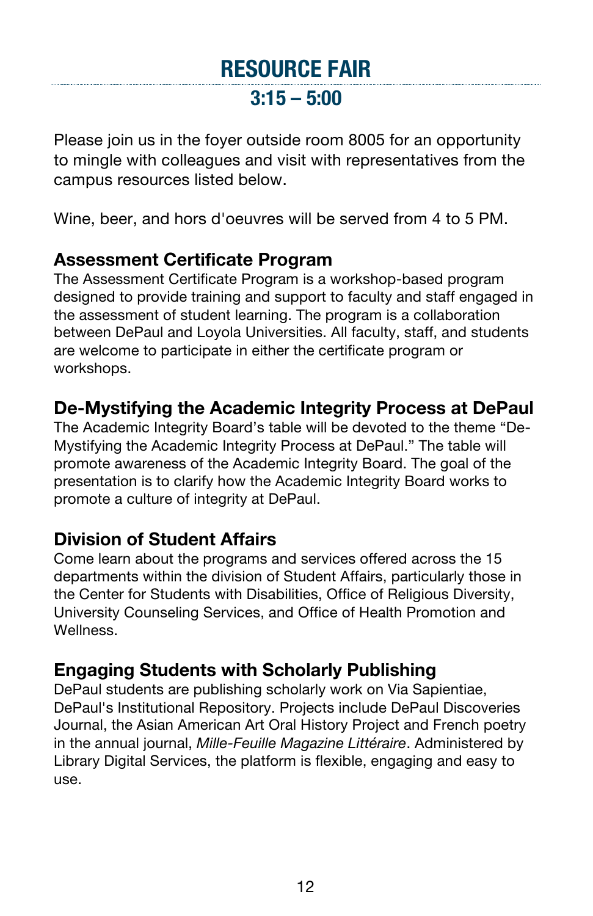# RESOURCE FAIR

## 3:15 – 5:00

Please join us in the foyer outside room 8005 for an opportunity to mingle with colleagues and visit with representatives from the campus resources listed below.

Wine, beer, and hors d'oeuvres will be served from 4 to 5 PM.

### Assessment Certificate Program

The Assessment Certificate Program is a workshop-based program designed to provide training and support to faculty and staff engaged in the assessment of student learning. The program is a collaboration between DePaul and Loyola Universities. All faculty, staff, and students are welcome to participate in either the certificate program or workshops.

### De-Mystifying the Academic Integrity Process at DePaul

The Academic Integrity Board's table will be devoted to the theme "De-Mystifying the Academic Integrity Process at DePaul." The table will promote awareness of the Academic Integrity Board. The goal of the presentation is to clarify how the Academic Integrity Board works to promote a culture of integrity at DePaul.

### Division of Student Affairs

Come learn about the programs and services offered across the 15 departments within the division of Student Affairs, particularly those in the Center for Students with Disabilities, Office of Religious Diversity, University Counseling Services, and Office of Health Promotion and Wellness.

### Engaging Students with Scholarly Publishing

DePaul students are publishing scholarly work on Via Sapientiae, DePaul's Institutional Repository. Projects include DePaul Discoveries Journal, the Asian American Art Oral History Project and French poetry in the annual journal, *Mille-Feuille Magazine Littéraire*. Administered by Library Digital Services, the platform is flexible, engaging and easy to use.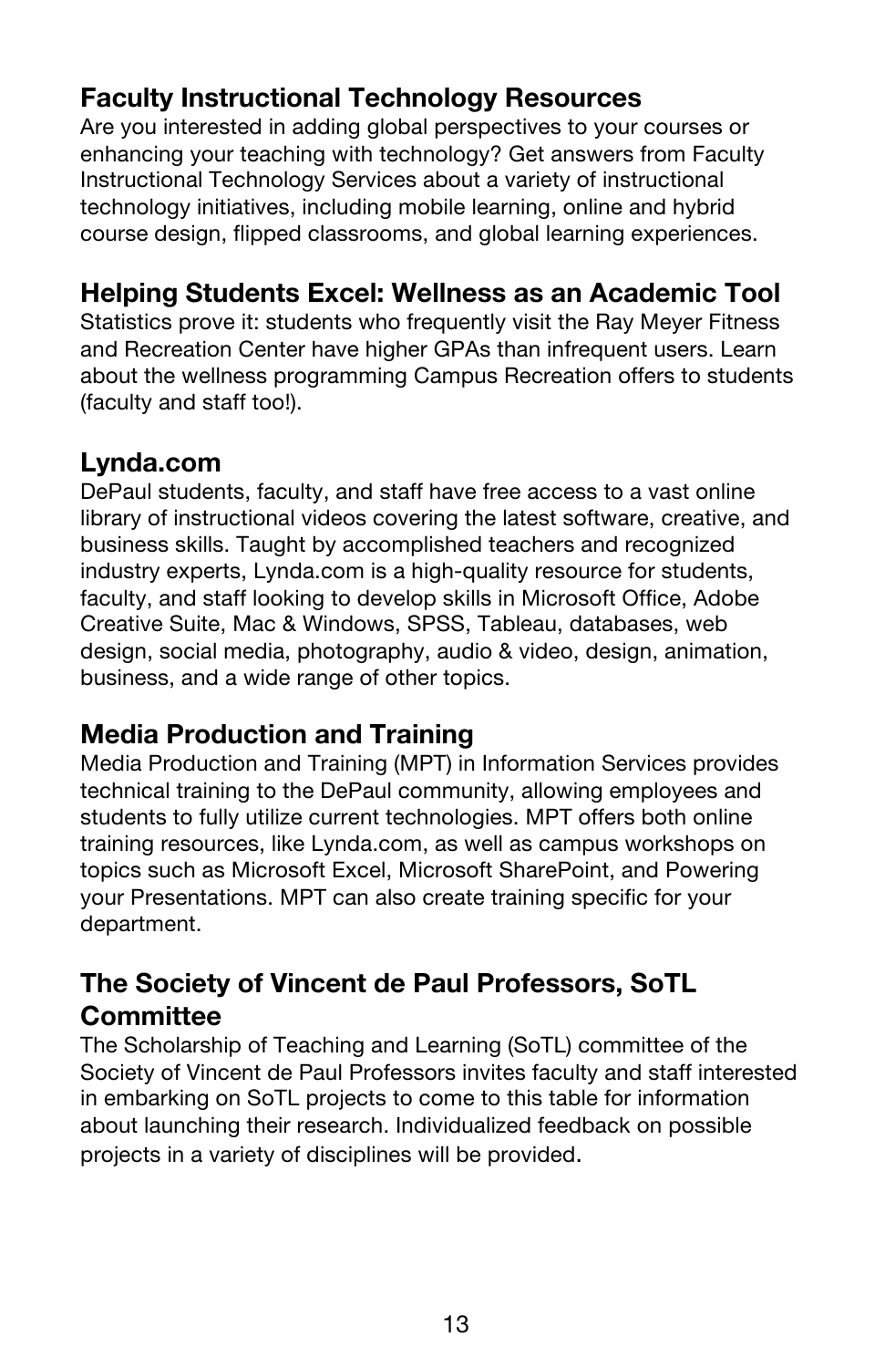### Faculty Instructional Technology Resources

Are you interested in adding global perspectives to your courses or enhancing your teaching with technology? Get answers from Faculty Instructional Technology Services about a variety of instructional technology initiatives, including mobile learning, online and hybrid course design, flipped classrooms, and global learning experiences.

### Helping Students Excel: Wellness as an Academic Tool

Statistics prove it: students who frequently visit the Ray Meyer Fitness and Recreation Center have higher GPAs than infrequent users. Learn about the wellness programming Campus Recreation offers to students (faculty and staff too!).

### Lynda.com

DePaul students, faculty, and staff have free access to a vast online library of instructional videos covering the latest software, creative, and business skills. Taught by accomplished teachers and recognized industry experts, Lynda.com is a high-quality resource for students, faculty, and staff looking to develop skills in Microsoft Office, Adobe Creative Suite, Mac & Windows, SPSS, Tableau, databases, web design, social media, photography, audio & video, design, animation, business, and a wide range of other topics.

### Media Production and Training

Media Production and Training (MPT) in Information Services provides technical training to the DePaul community, allowing employees and students to fully utilize current technologies. MPT offers both online training resources, like Lynda.com, as well as campus workshops on topics such as Microsoft Excel, Microsoft SharePoint, and Powering your Presentations. MPT can also create training specific for your department.

### The Society of Vincent de Paul Professors, SoTL Committee

The Scholarship of Teaching and Learning (SoTL) committee of the Society of Vincent de Paul Professors invites faculty and staff interested in embarking on SoTL projects to come to this table for information about launching their research. Individualized feedback on possible projects in a variety of disciplines will be provided.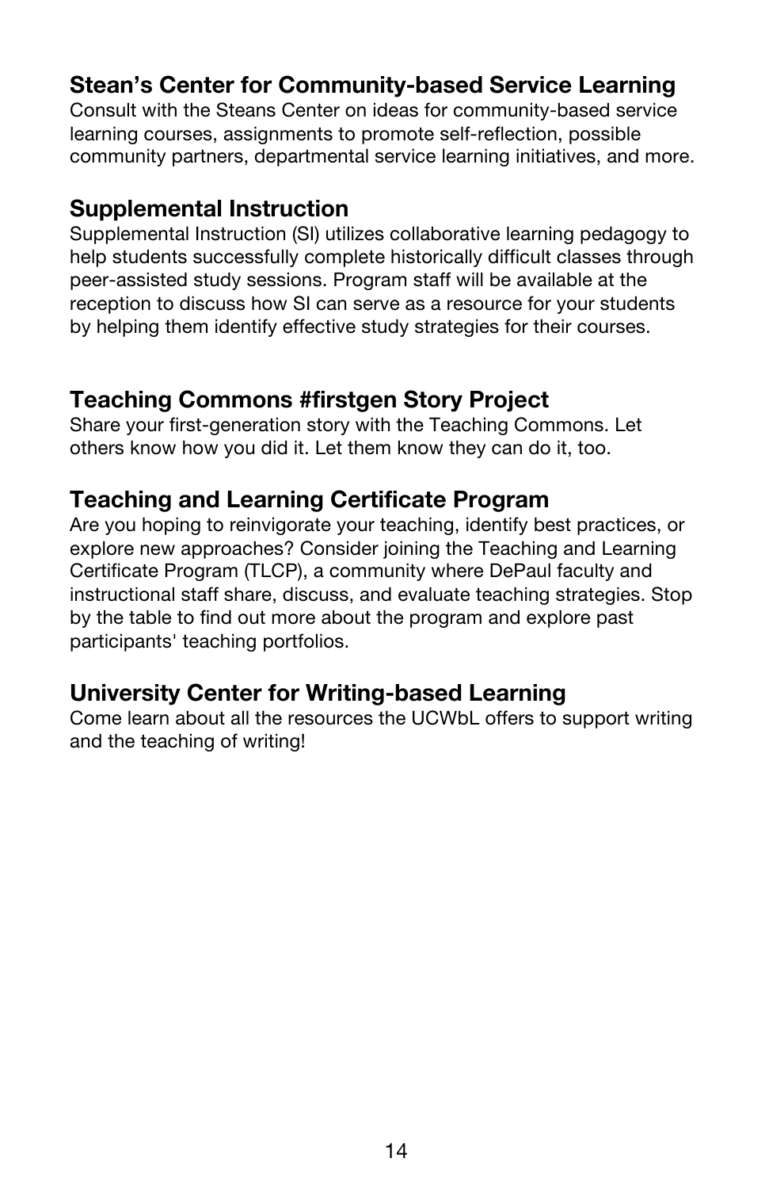### Stean's Center for Community-based Service Learning

Consult with the Steans Center on ideas for community-based service learning courses, assignments to promote self-reflection, possible community partners, departmental service learning initiatives, and more.

### Supplemental Instruction

Supplemental Instruction (SI) utilizes collaborative learning pedagogy to help students successfully complete historically difficult classes through peer-assisted study sessions. Program staff will be available at the reception to discuss how SI can serve as a resource for your students by helping them identify effective study strategies for their courses.

### Teaching Commons #firstgen Story Project

Share your first-generation story with the Teaching Commons. Let others know how you did it. Let them know they can do it, too.

### Teaching and Learning Certificate Program

Are you hoping to reinvigorate your teaching, identify best practices, or explore new approaches? Consider joining the Teaching and Learning Certificate Program (TLCP), a community where DePaul faculty and instructional staff share, discuss, and evaluate teaching strategies. Stop by the table to find out more about the program and explore past participants' teaching portfolios.

### University Center for Writing-based Learning

Come learn about all the resources the UCWbL offers to support writing and the teaching of writing!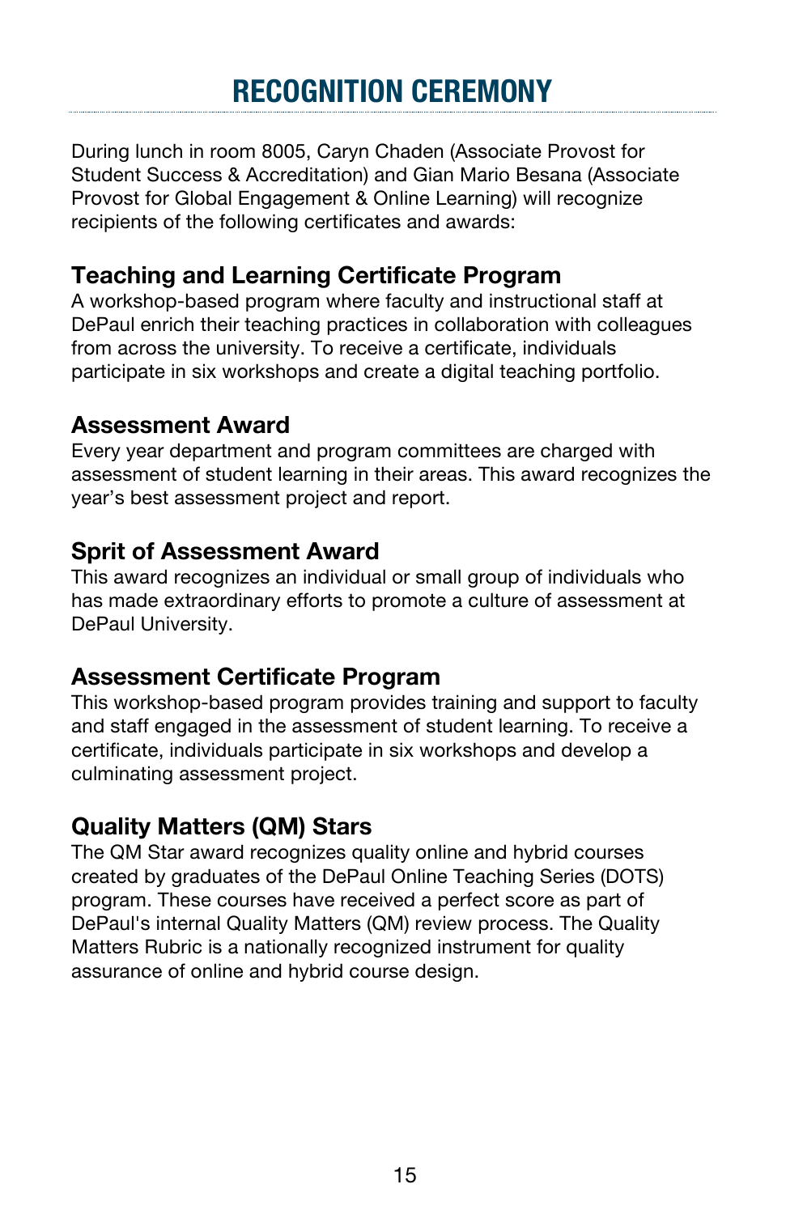# RECOGNITION CEREMONY

During lunch in room 8005, Caryn Chaden (Associate Provost for Student Success & Accreditation) and Gian Mario Besana (Associate Provost for Global Engagement & Online Learning) will recognize recipients of the following certificates and awards:

## Teaching and Learning Certificate Program

A workshop-based program where faculty and instructional staff at DePaul enrich their teaching practices in collaboration with colleagues from across the university. To receive a certificate, individuals participate in six workshops and create a digital teaching portfolio.

## Assessment Award

Every year department and program committees are charged with assessment of student learning in their areas. This award recognizes the year's best assessment project and report.

## Sprit of Assessment Award

This award recognizes an individual or small group of individuals who has made extraordinary efforts to promote a culture of assessment at DePaul University.

## Assessment Certificate Program

This workshop-based program provides training and support to faculty and staff engaged in the assessment of student learning. To receive a certificate, individuals participate in six workshops and develop a culminating assessment project.

## Quality Matters (QM) Stars

The QM Star award recognizes quality online and hybrid courses created by graduates of the DePaul Online Teaching Series (DOTS) program. These courses have received a perfect score as part of DePaul's internal Quality Matters (QM) review process. The Quality Matters Rubric is a nationally recognized instrument for quality assurance of online and hybrid course design.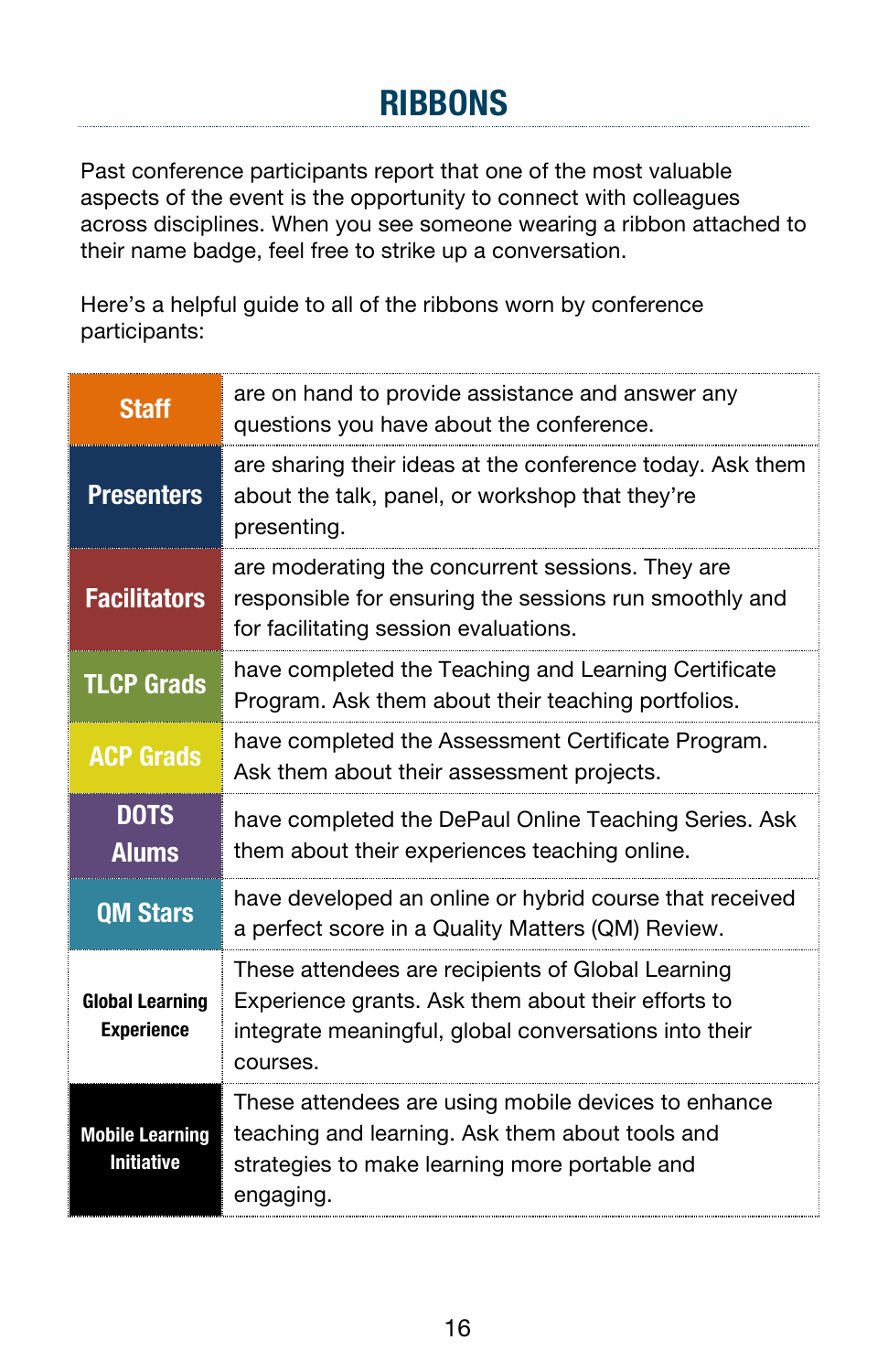# RIBBONS

Past conference participants report that one of the most valuable aspects of the event is the opportunity to connect with colleagues across disciplines. When you see someone wearing a ribbon attached to their name badge, feel free to strike up a conversation.

Here's a helpful guide to all of the ribbons worn by conference participants:

| Ribbon | Description |
|---|---|
| **Staff** | are on hand to provide assistance and answer any questions you have about the conference. |
| **Presenters** | are sharing their ideas at the conference today. Ask them about the talk, panel, or workshop that they're presenting. |
| **Facilitators** | are moderating the concurrent sessions. They are responsible for ensuring the sessions run smoothly and for facilitating session evaluations. |
| **TLCP Grads** | have completed the Teaching and Learning Certificate Program. Ask them about their teaching portfolios. |
| **ACP Grads** | have completed the Assessment Certificate Program. Ask them about their assessment projects. |
| **DOTS Alums** | have completed the DePaul Online Teaching Series. Ask them about their experiences teaching online. |
| **QM Stars** | have developed an online or hybrid course that received a perfect score in a Quality Matters (QM) Review. |
| **Global Learning Experience** | These attendees are recipients of Global Learning Experience grants. Ask them about their efforts to integrate meaningful, global conversations into their courses. |
| **Mobile Learning Initiative** | These attendees are using mobile devices to enhance teaching and learning. Ask them about tools and strategies to make learning more portable and engaging. |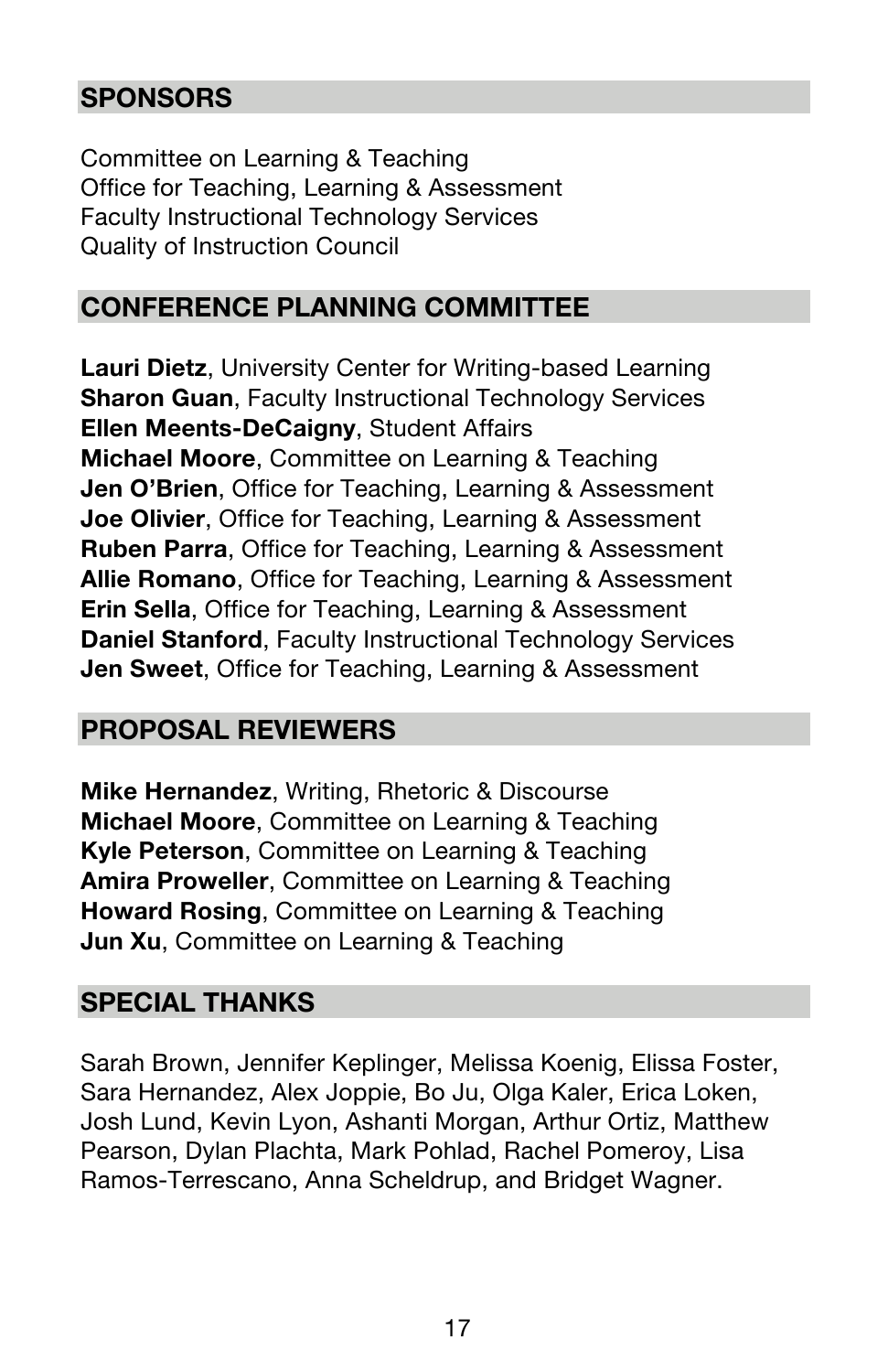## SPONSORS

Committee on Learning & Teaching
Office for Teaching, Learning & Assessment
Faculty Instructional Technology Services
Quality of Instruction Council

## CONFERENCE PLANNING COMMITTEE

**Lauri Dietz**, University Center for Writing-based Learning
**Sharon Guan**, Faculty Instructional Technology Services
**Ellen Meents-DeCaigny**, Student Affairs
**Michael Moore**, Committee on Learning & Teaching
**Jen O'Brien**, Office for Teaching, Learning & Assessment
**Joe Olivier**, Office for Teaching, Learning & Assessment
**Ruben Parra**, Office for Teaching, Learning & Assessment
**Allie Romano**, Office for Teaching, Learning & Assessment
**Erin Sella**, Office for Teaching, Learning & Assessment
**Daniel Stanford**, Faculty Instructional Technology Services
**Jen Sweet**, Office for Teaching, Learning & Assessment

## PROPOSAL REVIEWERS

**Mike Hernandez**, Writing, Rhetoric & Discourse
**Michael Moore**, Committee on Learning & Teaching
**Kyle Peterson**, Committee on Learning & Teaching
**Amira Proweller**, Committee on Learning & Teaching
**Howard Rosing**, Committee on Learning & Teaching
**Jun Xu**, Committee on Learning & Teaching

## SPECIAL THANKS

Sarah Brown, Jennifer Keplinger, Melissa Koenig, Elissa Foster, Sara Hernandez, Alex Joppie, Bo Ju, Olga Kaler, Erica Loken, Josh Lund, Kevin Lyon, Ashanti Morgan, Arthur Ortiz, Matthew Pearson, Dylan Plachta, Mark Pohlad, Rachel Pomeroy, Lisa Ramos-Terrescano, Anna Scheldrup, and Bridget Wagner.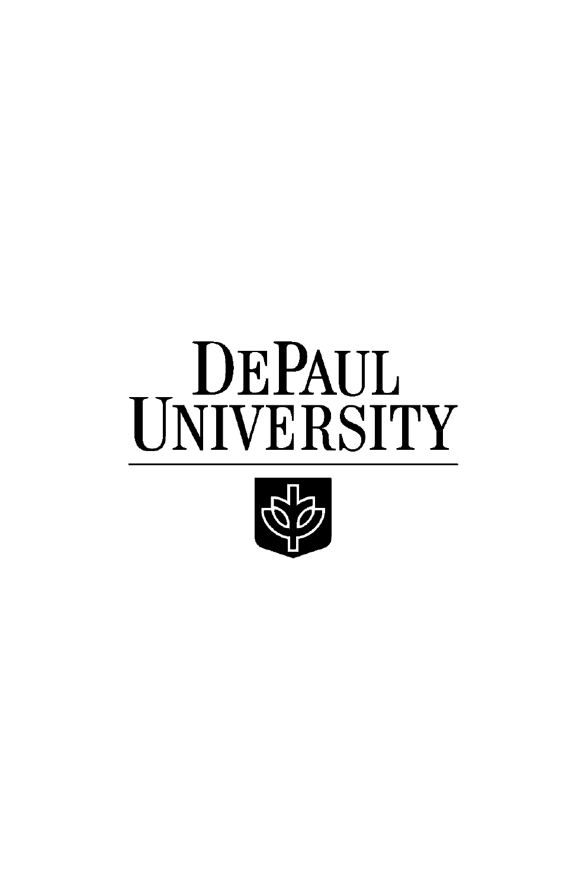DePaul University